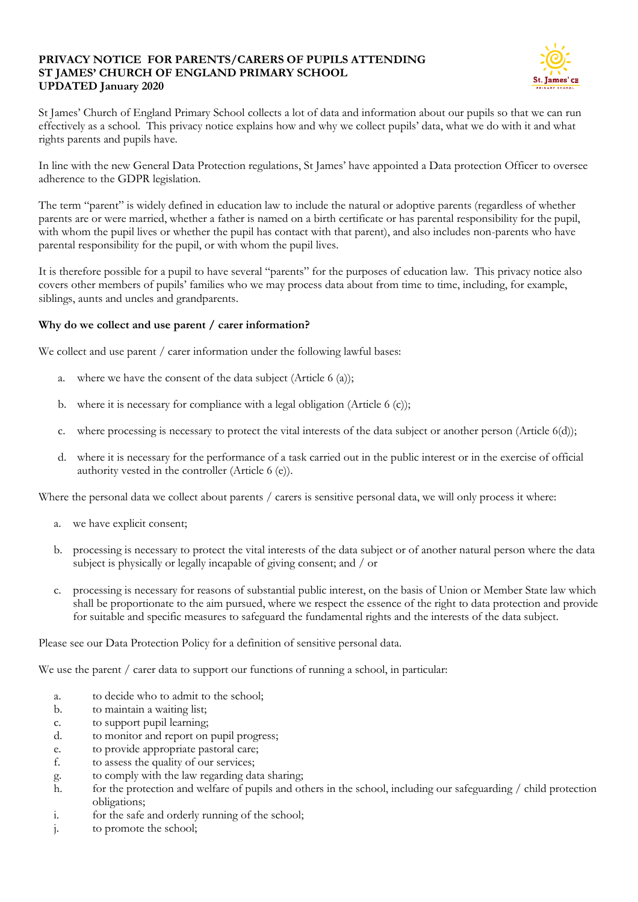**PRIVACY NOTICE FOR PARENTS/CARERS OF PUPILS ATTENDING ST JAMES' CHURCH OF ENGLAND PRIMARY SCHOOL UPDATED January 2020**

St James' Church of England Primary School collects a lot of data and information about our pupils so that we can run effectively as a school. This privacy notice explains how and why we collect pupils' data, what we do with it and what rights parents and pupils have.

In line with the new General Data Protection regulations, St James' have appointed a Data protection Officer to oversee adherence to the GDPR legislation.

The term "parent" is widely defined in education law to include the natural or adoptive parents (regardless of whether parents are or were married, whether a father is named on a birth certificate or has parental responsibility for the pupil, with whom the pupil lives or whether the pupil has contact with that parent), and also includes non-parents who have parental responsibility for the pupil, or with whom the pupil lives.

It is therefore possible for a pupil to have several "parents" for the purposes of education law. This privacy notice also covers other members of pupils' families who we may process data about from time to time, including, for example, siblings, aunts and uncles and grandparents.

**Why do we collect and use parent / carer information?**

We collect and use parent / carer information under the following lawful bases:

a. where we have the consent of the data subject (Article 6 (a));

b. where it is necessary for compliance with a legal obligation (Article 6 (c));

c. where processing is necessary to protect the vital interests of the data subject or another person (Article 6(d));

d. where it is necessary for the performance of a task carried out in the public interest or in the exercise of official authority vested in the controller (Article 6 (e)).

Where the personal data we collect about parents / carers is sensitive personal data, we will only process it where:

a. we have explicit consent;

b. processing is necessary to protect the vital interests of the data subject or of another natural person where the data subject is physically or legally incapable of giving consent; and / or

c. processing is necessary for reasons of substantial public interest, on the basis of Union or Member State law which shall be proportionate to the aim pursued, where we respect the essence of the right to data protection and provide for suitable and specific measures to safeguard the fundamental rights and the interests of the data subject.

Please see our Data Protection Policy for a definition of sensitive personal data.

We use the parent / carer data to support our functions of running a school, in particular:

a. to decide who to admit to the school;
b. to maintain a waiting list;
c. to support pupil learning;
d. to monitor and report on pupil progress;
e. to provide appropriate pastoral care;
f. to assess the quality of our services;
g. to comply with the law regarding data sharing;
h. for the protection and welfare of pupils and others in the school, including our safeguarding / child protection obligations;
i. for the safe and orderly running of the school;
j. to promote the school;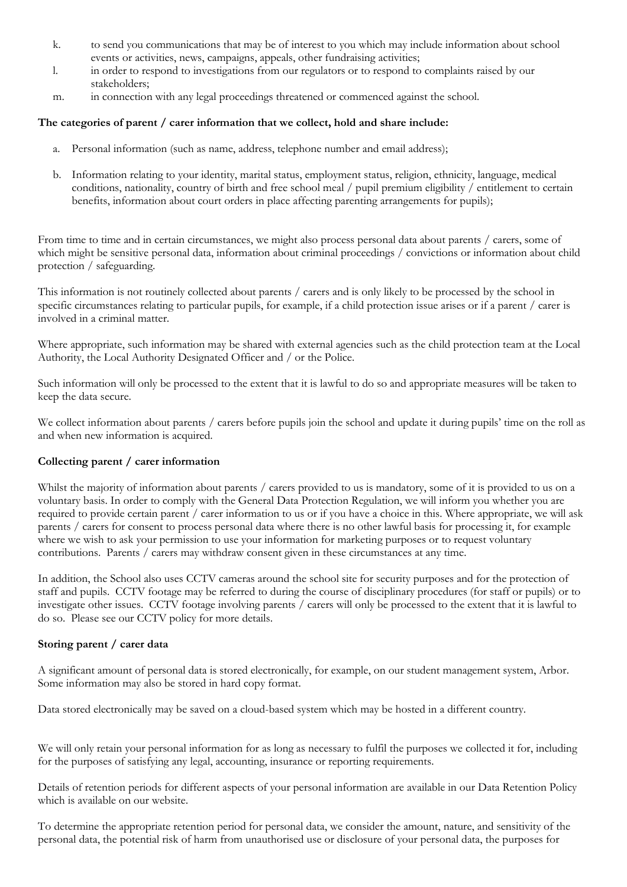k. to send you communications that may be of interest to you which may include information about school events or activities, news, campaigns, appeals, other fundraising activities;
l. in order to respond to investigations from our regulators or to respond to complaints raised by our stakeholders;
m. in connection with any legal proceedings threatened or commenced against the school.

**The categories of parent / carer information that we collect, hold and share include:**

a. Personal information (such as name, address, telephone number and email address);

b. Information relating to your identity, marital status, employment status, religion, ethnicity, language, medical conditions, nationality, country of birth and free school meal / pupil premium eligibility / entitlement to certain benefits, information about court orders in place affecting parenting arrangements for pupils);

From time to time and in certain circumstances, we might also process personal data about parents / carers, some of which might be sensitive personal data, information about criminal proceedings / convictions or information about child protection / safeguarding.

This information is not routinely collected about parents / carers and is only likely to be processed by the school in specific circumstances relating to particular pupils, for example, if a child protection issue arises or if a parent / carer is involved in a criminal matter.

Where appropriate, such information may be shared with external agencies such as the child protection team at the Local Authority, the Local Authority Designated Officer and / or the Police.

Such information will only be processed to the extent that it is lawful to do so and appropriate measures will be taken to keep the data secure.

We collect information about parents / carers before pupils join the school and update it during pupils' time on the roll as and when new information is acquired.

**Collecting parent / carer information**

Whilst the majority of information about parents / carers provided to us is mandatory, some of it is provided to us on a voluntary basis. In order to comply with the General Data Protection Regulation, we will inform you whether you are required to provide certain parent / carer information to us or if you have a choice in this. Where appropriate, we will ask parents / carers for consent to process personal data where there is no other lawful basis for processing it, for example where we wish to ask your permission to use your information for marketing purposes or to request voluntary contributions. Parents / carers may withdraw consent given in these circumstances at any time.

In addition, the School also uses CCTV cameras around the school site for security purposes and for the protection of staff and pupils. CCTV footage may be referred to during the course of disciplinary procedures (for staff or pupils) or to investigate other issues. CCTV footage involving parents / carers will only be processed to the extent that it is lawful to do so. Please see our CCTV policy for more details.

**Storing parent / carer data**

A significant amount of personal data is stored electronically, for example, on our student management system, Arbor. Some information may also be stored in hard copy format.

Data stored electronically may be saved on a cloud-based system which may be hosted in a different country.

We will only retain your personal information for as long as necessary to fulfil the purposes we collected it for, including for the purposes of satisfying any legal, accounting, insurance or reporting requirements.

Details of retention periods for different aspects of your personal information are available in our Data Retention Policy which is available on our website.

To determine the appropriate retention period for personal data, we consider the amount, nature, and sensitivity of the personal data, the potential risk of harm from unauthorised use or disclosure of your personal data, the purposes for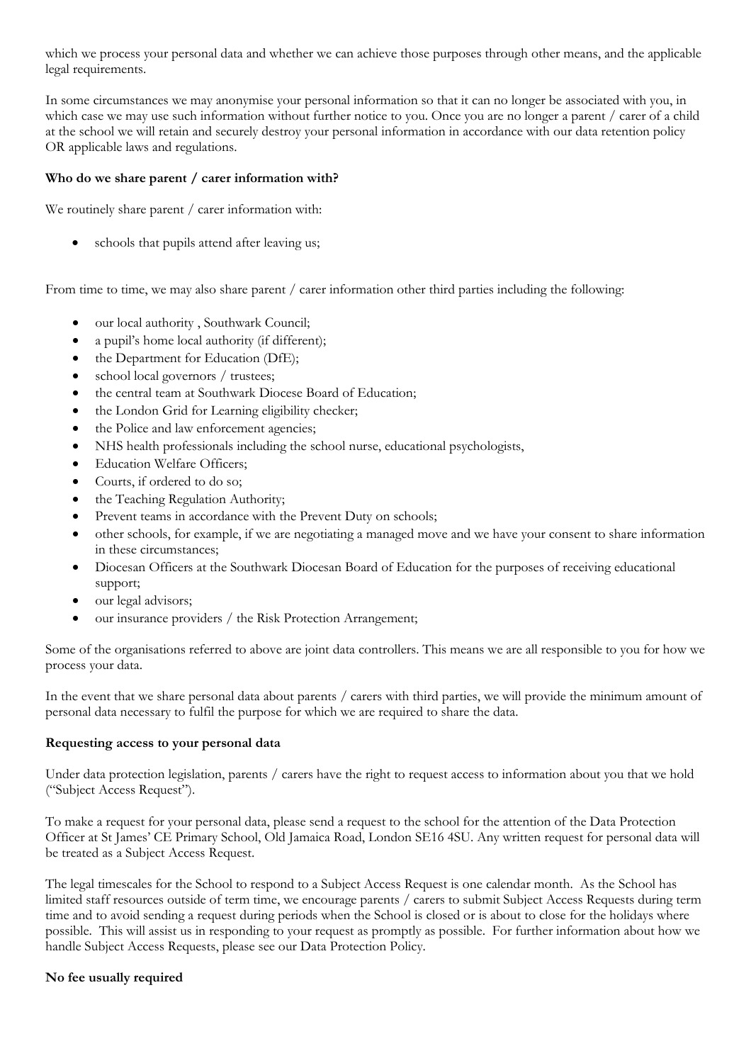which we process your personal data and whether we can achieve those purposes through other means, and the applicable legal requirements.

In some circumstances we may anonymise your personal information so that it can no longer be associated with you, in which case we may use such information without further notice to you. Once you are no longer a parent / carer of a child at the school we will retain and securely destroy your personal information in accordance with our data retention policy OR applicable laws and regulations.

**Who do we share parent / carer information with?**

We routinely share parent / carer information with:

- schools that pupils attend after leaving us;

From time to time, we may also share parent / carer information other third parties including the following:

- our local authority , Southwark Council;
- a pupil's home local authority (if different);
- the Department for Education (DfE);
- school local governors / trustees;
- the central team at Southwark Diocese Board of Education;
- the London Grid for Learning eligibility checker;
- the Police and law enforcement agencies;
- NHS health professionals including the school nurse, educational psychologists,
- Education Welfare Officers;
- Courts, if ordered to do so;
- the Teaching Regulation Authority;
- Prevent teams in accordance with the Prevent Duty on schools;
- other schools, for example, if we are negotiating a managed move and we have your consent to share information in these circumstances;
- Diocesan Officers at the Southwark Diocesan Board of Education for the purposes of receiving educational support;
- our legal advisors;
- our insurance providers / the Risk Protection Arrangement;

Some of the organisations referred to above are joint data controllers. This means we are all responsible to you for how we process your data.

In the event that we share personal data about parents / carers with third parties, we will provide the minimum amount of personal data necessary to fulfil the purpose for which we are required to share the data.

**Requesting access to your personal data**

Under data protection legislation, parents / carers have the right to request access to information about you that we hold ("Subject Access Request").

To make a request for your personal data, please send a request to the school for the attention of the Data Protection Officer at St James' CE Primary School, Old Jamaica Road, London SE16 4SU. Any written request for personal data will be treated as a Subject Access Request.

The legal timescales for the School to respond to a Subject Access Request is one calendar month. As the School has limited staff resources outside of term time, we encourage parents / carers to submit Subject Access Requests during term time and to avoid sending a request during periods when the School is closed or is about to close for the holidays where possible. This will assist us in responding to your request as promptly as possible. For further information about how we handle Subject Access Requests, please see our Data Protection Policy.

**No fee usually required**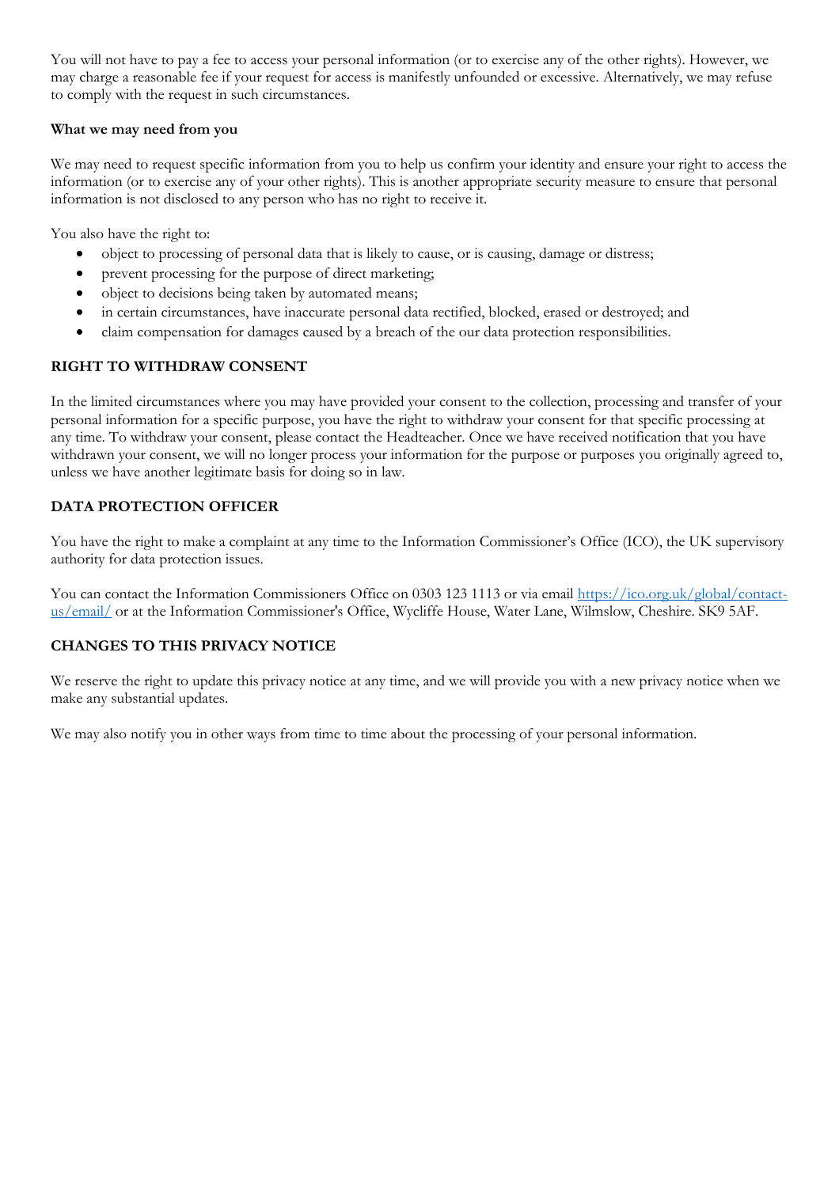You will not have to pay a fee to access your personal information (or to exercise any of the other rights). However, we may charge a reasonable fee if your request for access is manifestly unfounded or excessive. Alternatively, we may refuse to comply with the request in such circumstances.

**What we may need from you**

We may need to request specific information from you to help us confirm your identity and ensure your right to access the information (or to exercise any of your other rights). This is another appropriate security measure to ensure that personal information is not disclosed to any person who has no right to receive it.

You also have the right to:

- object to processing of personal data that is likely to cause, or is causing, damage or distress;
- prevent processing for the purpose of direct marketing;
- object to decisions being taken by automated means;
- in certain circumstances, have inaccurate personal data rectified, blocked, erased or destroyed; and
- claim compensation for damages caused by a breach of the our data protection responsibilities.

## RIGHT TO WITHDRAW CONSENT

In the limited circumstances where you may have provided your consent to the collection, processing and transfer of your personal information for a specific purpose, you have the right to withdraw your consent for that specific processing at any time. To withdraw your consent, please contact the Headteacher. Once we have received notification that you have withdrawn your consent, we will no longer process your information for the purpose or purposes you originally agreed to, unless we have another legitimate basis for doing so in law.

## DATA PROTECTION OFFICER

You have the right to make a complaint at any time to the Information Commissioner's Office (ICO), the UK supervisory authority for data protection issues.

You can contact the Information Commissioners Office on 0303 123 1113 or via email [https://ico.org.uk/global/contact-us/email/](https://ico.org.uk/global/contact-us/email/) or at the Information Commissioner's Office, Wycliffe House, Water Lane, Wilmslow, Cheshire. SK9 5AF.

## CHANGES TO THIS PRIVACY NOTICE

We reserve the right to update this privacy notice at any time, and we will provide you with a new privacy notice when we make any substantial updates.

We may also notify you in other ways from time to time about the processing of your personal information.